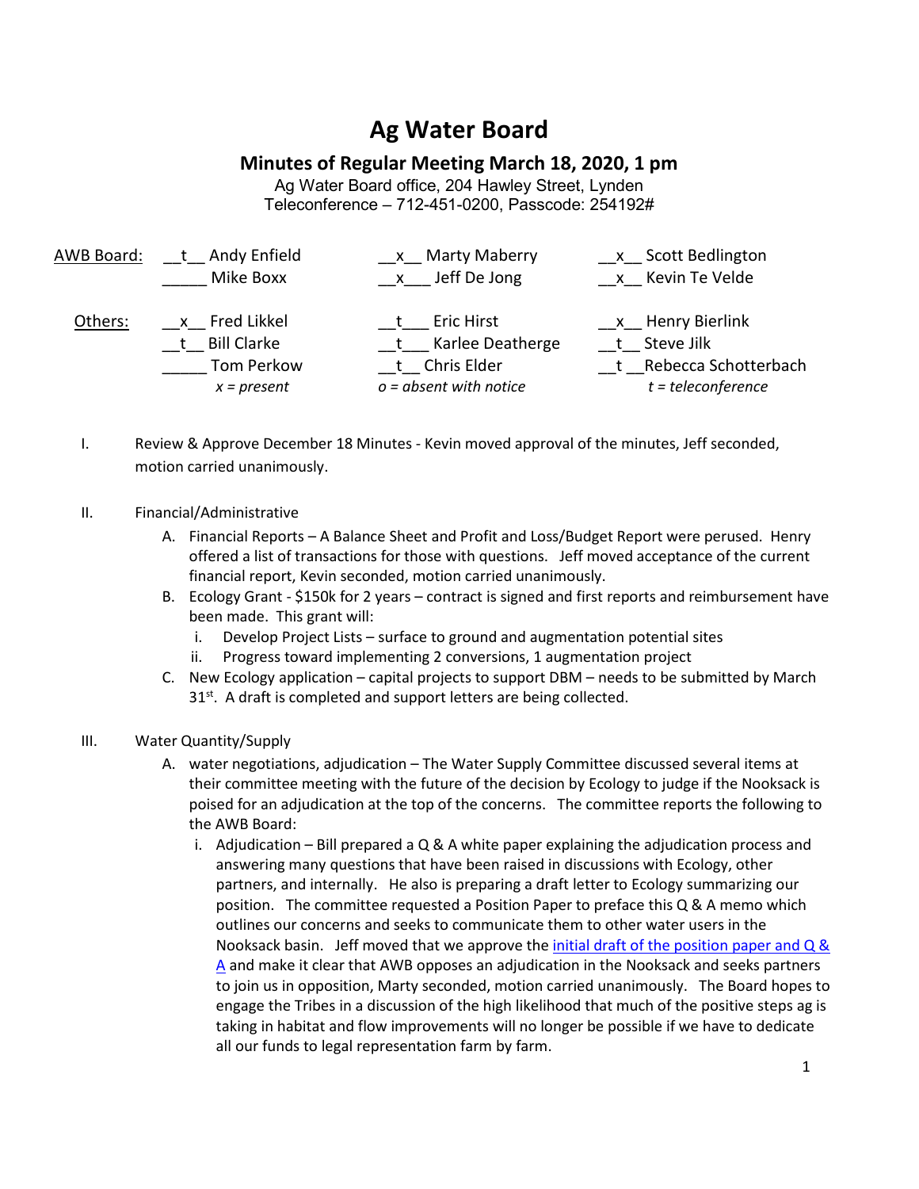# Ag Water Board

## Minutes of Regular Meeting March 18, 2020, 1 pm

Ag Water Board office, 204 Hawley Street, Lynden
Teleconference – 712-451-0200, Passcode: 254192#

| | | | |
|---|---|---|---|
| AWB Board: | __t__ Andy Enfield | __x__ Marty Maberry | __x__ Scott Bedlington |
| | _____ Mike Boxx | __x___ Jeff De Jong | __x__ Kevin Te Velde |
| Others: | __x__ Fred Likkel | __t___ Eric Hirst | __x__ Henry Bierlink |
| | __t__ Bill Clarke | __t___ Karlee Deatherge | __t__ Steve Jilk |
| | _____ Tom Perkow | __t__ Chris Elder | __t __Rebecca Schotterbach |
| | *x = present* | *o = absent with notice* | *t = teleconference* |

I. Review & Approve December 18 Minutes - Kevin moved approval of the minutes, Jeff seconded, motion carried unanimously.

II. Financial/Administrative
   A. Financial Reports – A Balance Sheet and Profit and Loss/Budget Report were perused. Henry offered a list of transactions for those with questions. Jeff moved acceptance of the current financial report, Kevin seconded, motion carried unanimously.
   B. Ecology Grant - $150k for 2 years – contract is signed and first reports and reimbursement have been made. This grant will:
      i. Develop Project Lists – surface to ground and augmentation potential sites
      ii. Progress toward implementing 2 conversions, 1 augmentation project
   C. New Ecology application – capital projects to support DBM – needs to be submitted by March 31st. A draft is completed and support letters are being collected.

III. Water Quantity/Supply
   A. water negotiations, adjudication – The Water Supply Committee discussed several items at their committee meeting with the future of the decision by Ecology to judge if the Nooksack is poised for an adjudication at the top of the concerns. The committee reports the following to the AWB Board:
      i. Adjudication – Bill prepared a Q & A white paper explaining the adjudication process and answering many questions that have been raised in discussions with Ecology, other partners, and internally. He also is preparing a draft letter to Ecology summarizing our position. The committee requested a Position Paper to preface this Q & A memo which outlines our concerns and seeks to communicate them to other water users in the Nooksack basin. Jeff moved that we approve the initial draft of the position paper and Q & A and make it clear that AWB opposes an adjudication in the Nooksack and seeks partners to join us in opposition, Marty seconded, motion carried unanimously. The Board hopes to engage the Tribes in a discussion of the high likelihood that much of the positive steps ag is taking in habitat and flow improvements will no longer be possible if we have to dedicate all our funds to legal representation farm by farm.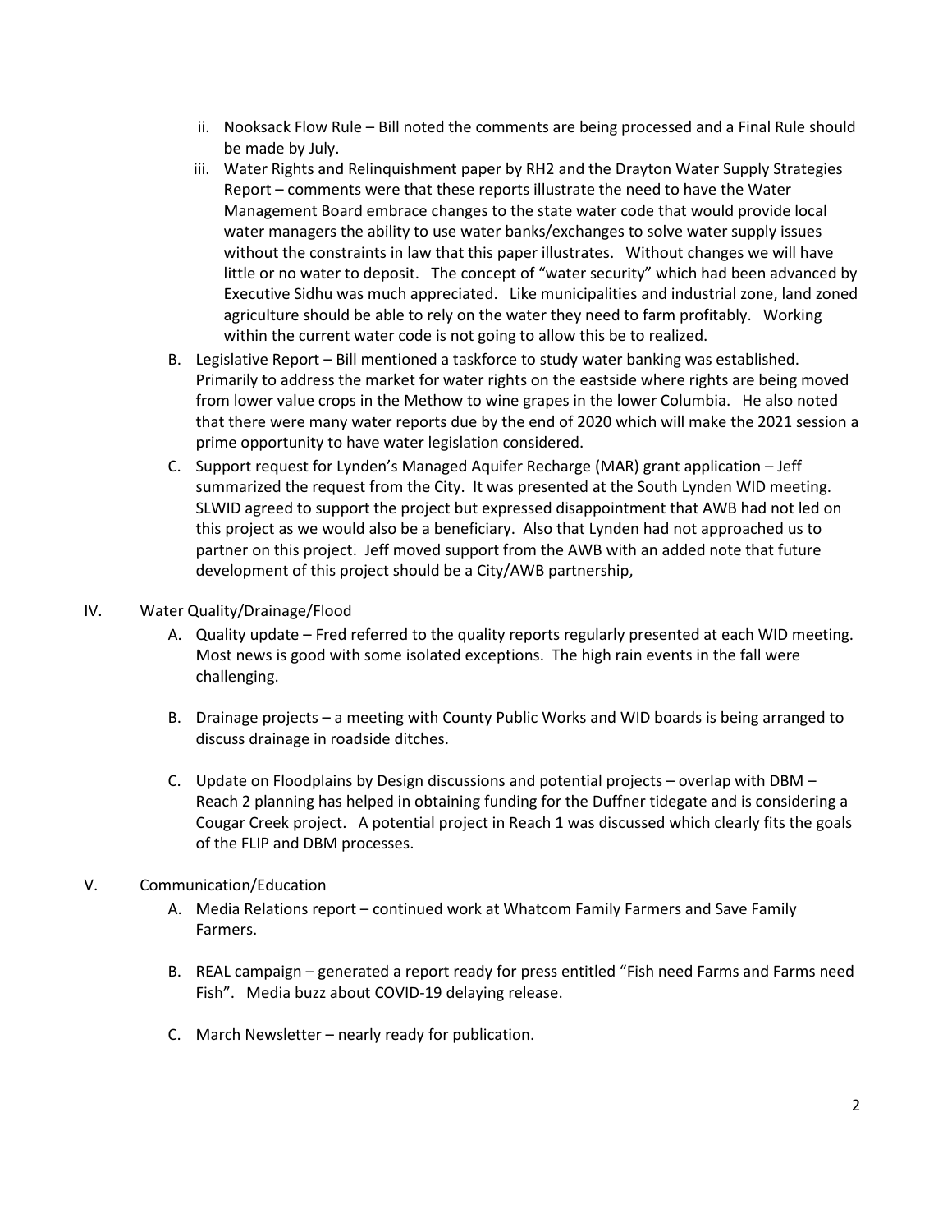ii. Nooksack Flow Rule – Bill noted the comments are being processed and a Final Rule should be made by July.

iii. Water Rights and Relinquishment paper by RH2 and the Drayton Water Supply Strategies Report – comments were that these reports illustrate the need to have the Water Management Board embrace changes to the state water code that would provide local water managers the ability to use water banks/exchanges to solve water supply issues without the constraints in law that this paper illustrates. Without changes we will have little or no water to deposit. The concept of "water security" which had been advanced by Executive Sidhu was much appreciated. Like municipalities and industrial zone, land zoned agriculture should be able to rely on the water they need to farm profitably. Working within the current water code is not going to allow this be to realized.

B. Legislative Report – Bill mentioned a taskforce to study water banking was established. Primarily to address the market for water rights on the eastside where rights are being moved from lower value crops in the Methow to wine grapes in the lower Columbia. He also noted that there were many water reports due by the end of 2020 which will make the 2021 session a prime opportunity to have water legislation considered.

C. Support request for Lynden's Managed Aquifer Recharge (MAR) grant application – Jeff summarized the request from the City. It was presented at the South Lynden WID meeting. SLWID agreed to support the project but expressed disappointment that AWB had not led on this project as we would also be a beneficiary. Also that Lynden had not approached us to partner on this project. Jeff moved support from the AWB with an added note that future development of this project should be a City/AWB partnership,

IV. Water Quality/Drainage/Flood

A. Quality update – Fred referred to the quality reports regularly presented at each WID meeting. Most news is good with some isolated exceptions. The high rain events in the fall were challenging.

B. Drainage projects – a meeting with County Public Works and WID boards is being arranged to discuss drainage in roadside ditches.

C. Update on Floodplains by Design discussions and potential projects – overlap with DBM – Reach 2 planning has helped in obtaining funding for the Duffner tidegate and is considering a Cougar Creek project. A potential project in Reach 1 was discussed which clearly fits the goals of the FLIP and DBM processes.

V. Communication/Education

A. Media Relations report – continued work at Whatcom Family Farmers and Save Family Farmers.

B. REAL campaign – generated a report ready for press entitled "Fish need Farms and Farms need Fish". Media buzz about COVID-19 delaying release.

C. March Newsletter – nearly ready for publication.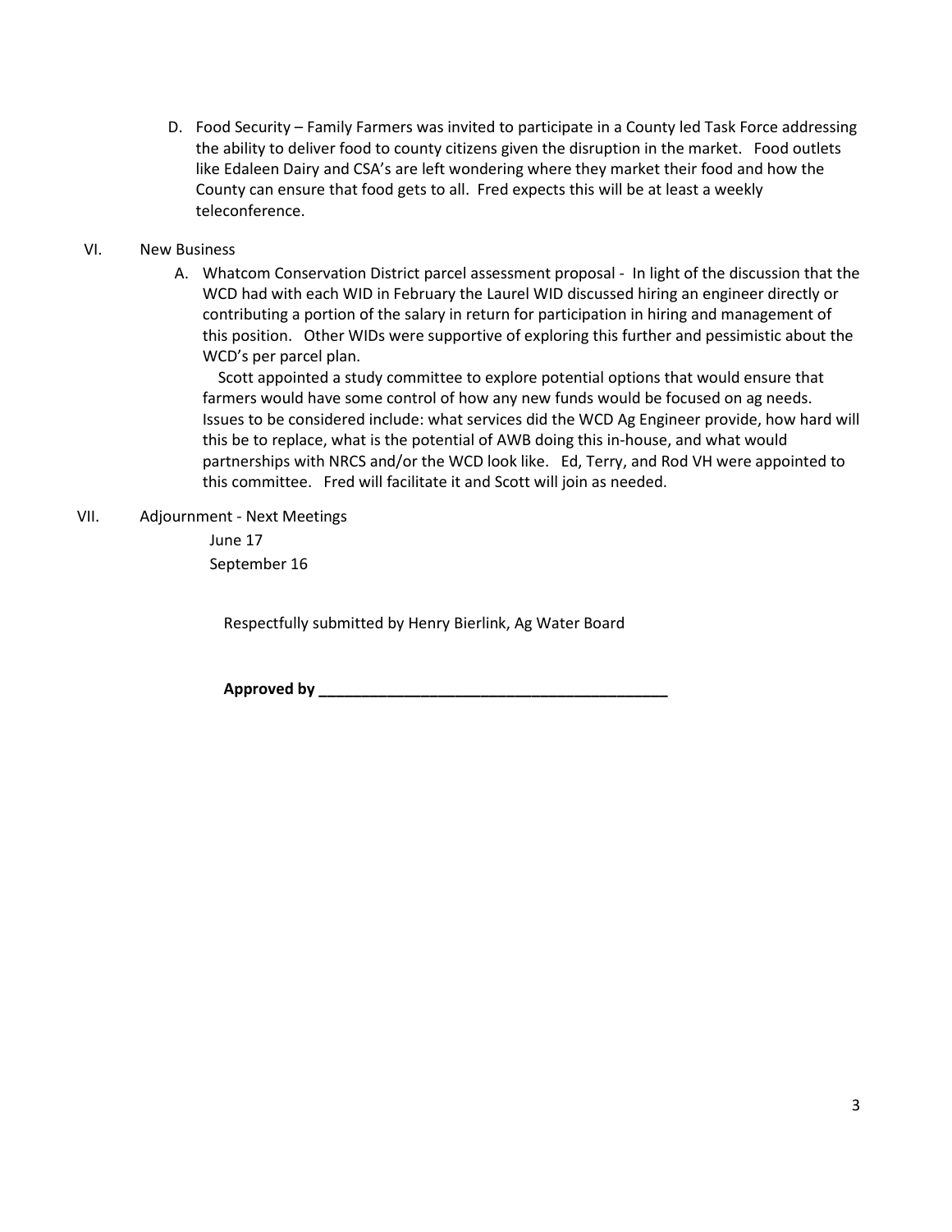D. Food Security – Family Farmers was invited to participate in a County led Task Force addressing the ability to deliver food to county citizens given the disruption in the market. Food outlets like Edaleen Dairy and CSA's are left wondering where they market their food and how the County can ensure that food gets to all. Fred expects this will be at least a weekly teleconference.

VI. New Business

A. Whatcom Conservation District parcel assessment proposal - In light of the discussion that the WCD had with each WID in February the Laurel WID discussed hiring an engineer directly or contributing a portion of the salary in return for participation in hiring and management of this position. Other WIDs were supportive of exploring this further and pessimistic about the WCD's per parcel plan.

Scott appointed a study committee to explore potential options that would ensure that farmers would have some control of how any new funds would be focused on ag needs. Issues to be considered include: what services did the WCD Ag Engineer provide, how hard will this be to replace, what is the potential of AWB doing this in-house, and what would partnerships with NRCS and/or the WCD look like. Ed, Terry, and Rod VH were appointed to this committee. Fred will facilitate it and Scott will join as needed.

VII. Adjournment - Next Meetings

June 17

September 16

Respectfully submitted by Henry Bierlink, Ag Water Board

**Approved by ________________________________________**